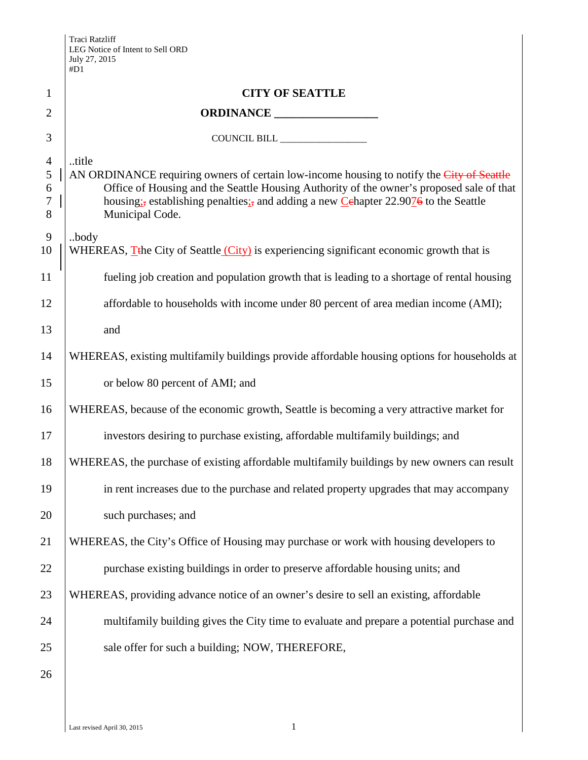Traci Ratzliff
LEG Notice of Intent to Sell ORD
July 27, 2015
#D1

**CITY OF SEATTLE**

**ORDINANCE __________________**

COUNCIL BILL __________________

..title

AN ORDINANCE requiring owners of certain low-income housing to notify the ~~City of Seattle~~ Office of Housing and the Seattle Housing Authority of the owner's proposed sale of that housing;~~,~~ establishing penalties;~~,~~ and adding a new C~~c~~hapter 22.907~~6~~ to the Seattle Municipal Code.

..body

WHEREAS, T~~t~~he City of Seattle (City) is experiencing significant economic growth that is fueling job creation and population growth that is leading to a shortage of rental housing affordable to households with income under 80 percent of area median income (AMI); and

WHEREAS, existing multifamily buildings provide affordable housing options for households at or below 80 percent of AMI; and

WHEREAS, because of the economic growth, Seattle is becoming a very attractive market for investors desiring to purchase existing, affordable multifamily buildings; and

WHEREAS, the purchase of existing affordable multifamily buildings by new owners can result in rent increases due to the purchase and related property upgrades that may accompany such purchases; and

WHEREAS, the City's Office of Housing may purchase or work with housing developers to purchase existing buildings in order to preserve affordable housing units; and

WHEREAS, providing advance notice of an owner's desire to sell an existing, affordable multifamily building gives the City time to evaluate and prepare a potential purchase and sale offer for such a building; NOW, THEREFORE,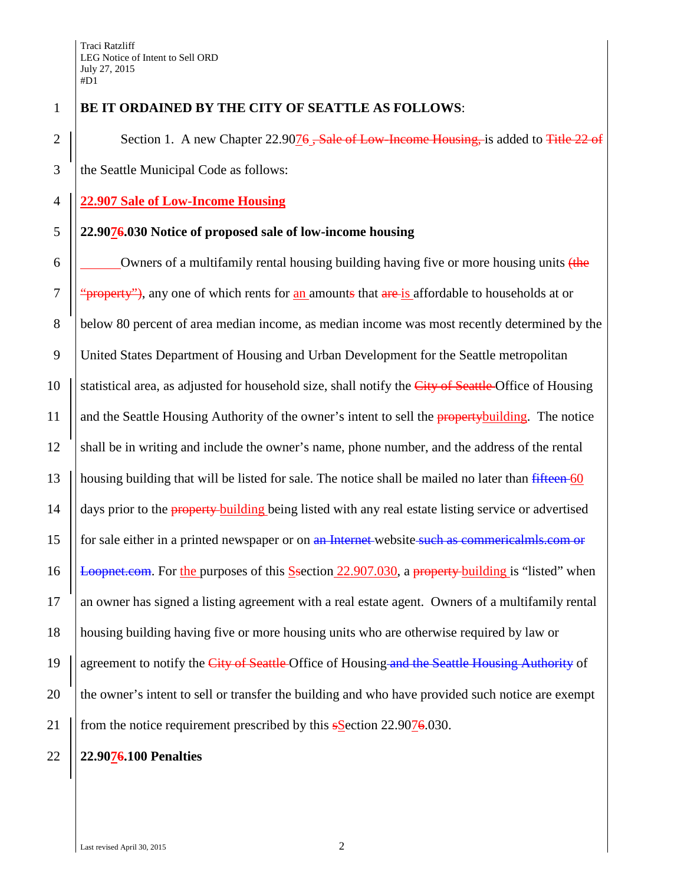**BE IT ORDAINED BY THE CITY OF SEATTLE AS FOLLOWS**:

Section 1. A new Chapter 22.907~~6~~ ~~, Sale of Low-Income Housing,~~ is added to ~~Title 22 of~~ the Seattle Municipal Code as follows:

**22.907 Sale of Low-Income Housing**

**22.907~~6~~.030 Notice of proposed sale of low-income housing**

Owners of a multifamily rental housing building having five or more housing units ~~(the "property")~~, any one of which rents for an amount~~s~~ that ~~are~~ is affordable to households at or below 80 percent of area median income, as median income was most recently determined by the United States Department of Housing and Urban Development for the Seattle metropolitan statistical area, as adjusted for household size, shall notify the ~~City of Seattle~~ Office of Housing and the Seattle Housing Authority of the owner's intent to sell the ~~property~~building. The notice shall be in writing and include the owner's name, phone number, and the address of the rental housing building that will be listed for sale. The notice shall be mailed no later than ~~fifteen~~ 60 days prior to the ~~property~~ building being listed with any real estate listing service or advertised for sale either in a printed newspaper or on ~~an Internet~~ website ~~such as commericalmls.com or Loopnet.com~~. For the purposes of this ~~s~~Section 22.907.030, a ~~property~~ building is "listed" when an owner has signed a listing agreement with a real estate agent. Owners of a multifamily rental housing building having five or more housing units who are otherwise required by law or agreement to notify the ~~City of Seattle~~ Office of Housing ~~and the Seattle Housing Authority~~ of the owner's intent to sell or transfer the building and who have provided such notice are exempt from the notice requirement prescribed by this ~~s~~Section 22.907~~6~~.030.

**22.907~~6~~.100 Penalties**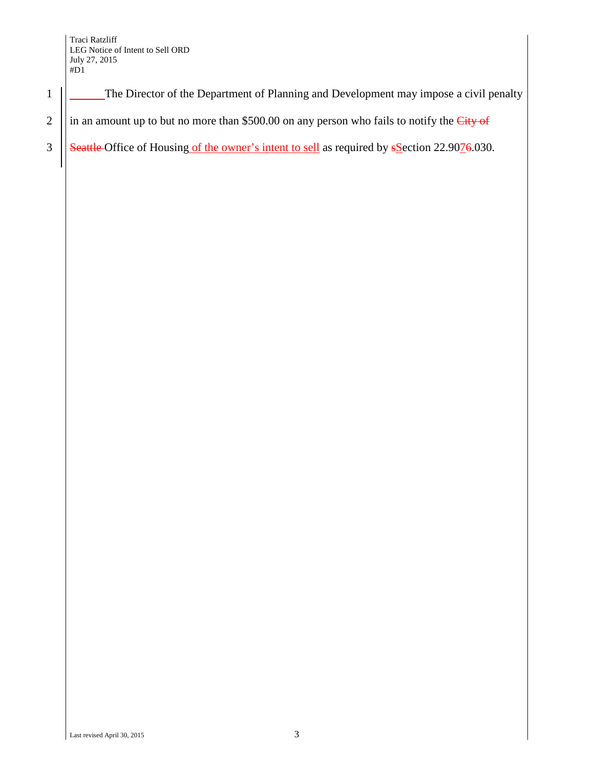The Director of the Department of Planning and Development may impose a civil penalty in an amount up to but no more than $500.00 on any person who fails to notify the ~~City of Seattle~~ Office of Housing of the owner's intent to sell as required by ~~s~~Section 22.90~~6~~7.030.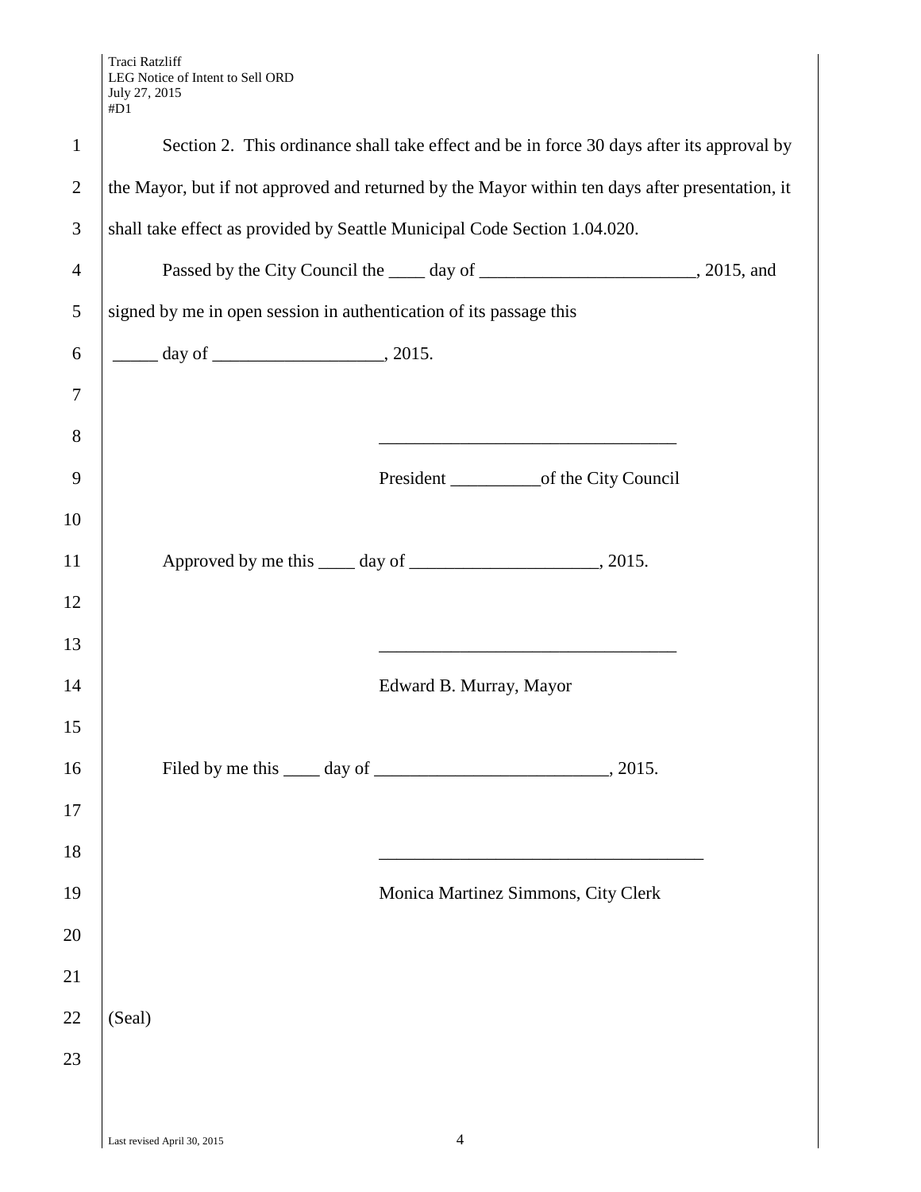Section 2. This ordinance shall take effect and be in force 30 days after its approval by the Mayor, but if not approved and returned by the Mayor within ten days after presentation, it shall take effect as provided by Seattle Municipal Code Section 1.04.020.

Passed by the City Council the ____ day of ________________________, 2015, and signed by me in open session in authentication of its passage this _____ day of ___________________, 2015.

________________________________

President __________of the City Council

Approved by me this ____ day of _____________________, 2015.

________________________________

Edward B. Murray, Mayor

Filed by me this ____ day of __________________________, 2015.

____________________________________

Monica Martinez Simmons, City Clerk

(Seal)